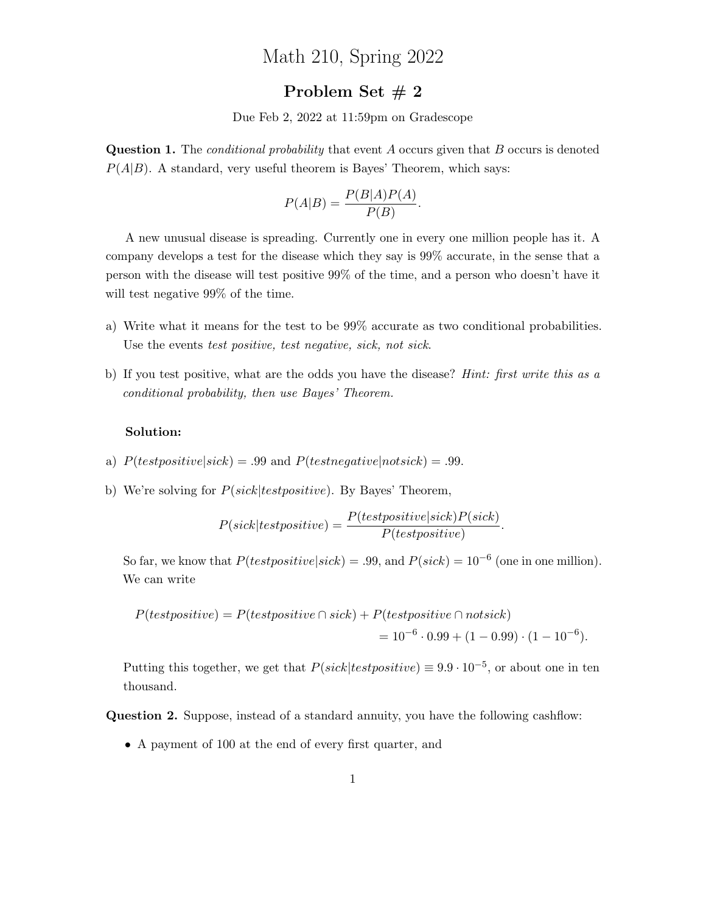# Math 210, Spring 2022

## Problem Set # 2

Due Feb 2, 2022 at 11:59pm on Gradescope

**Question 1.** The *conditional probability* that event $A$ occurs given that $B$ occurs is denoted $P(A|B)$. A standard, very useful theorem is Bayes' Theorem, which says:

$$P(A|B) = \frac{P(B|A)P(A)}{P(B)}.$$

A new unusual disease is spreading. Currently one in every one million people has it. A company develops a test for the disease which they say is 99% accurate, in the sense that a person with the disease will test positive 99% of the time, and a person who doesn't have it will test negative 99% of the time.

a) Write what it means for the test to be 99% accurate as two conditional probabilities. Use the events *test positive, test negative, sick, not sick*.

b) If you test positive, what are the odds you have the disease? *Hint: first write this as a conditional probability, then use Bayes' Theorem.*

**Solution:**

a) $P(testpositive|sick) = .99$ and $P(testnegative|notsick) = .99$.

b) We're solving for $P(sick|testpositive)$. By Bayes' Theorem,

$$P(sick|testpositive) = \frac{P(testpositive|sick)P(sick)}{P(testpositive)}.$$

So far, we know that $P(testpositive|sick) = .99$, and $P(sick) = 10^{-6}$ (one in one million). We can write

$$\begin{aligned} P(testpositive) &= P(testpositive \cap sick) + P(testpositive \cap notsick) \\ &= 10^{-6} \cdot 0.99 + (1 - 0.99) \cdot (1 - 10^{-6}). \end{aligned}$$

Putting this together, we get that $P(sick|testpositive) \equiv 9.9 \cdot 10^{-5}$, or about one in ten thousand.

**Question 2.** Suppose, instead of a standard annuity, you have the following cashflow:

- A payment of 100 at the end of every first quarter, and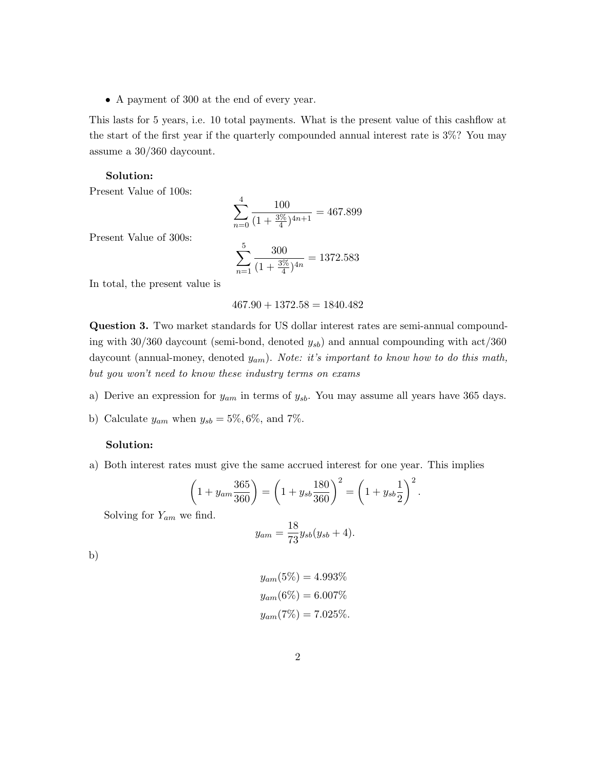- A payment of 300 at the end of every year.

This lasts for 5 years, i.e. 10 total payments. What is the present value of this cashflow at the start of the first year if the quarterly compounded annual interest rate is 3%? You may assume a 30/360 daycount.

**Solution:**

Present Value of 100s:

$$\sum_{n=0}^{4} \frac{100}{(1+\frac{3\%}{4})^{4n+1}} = 467.899$$

Present Value of 300s:

$$\sum_{n=1}^{5} \frac{300}{(1+\frac{3\%}{4})^{4n}} = 1372.583$$

In total, the present value is

$$467.90 + 1372.58 = 1840.482$$

**Question 3.** Two market standards for US dollar interest rates are semi-annual compounding with 30/360 daycount (semi-bond, denoted $y_{sb}$) and annual compounding with act/360 daycount (annual-money, denoted $y_{am}$). *Note: it's important to know how to do this math, but you won't need to know these industry terms on exams*

a) Derive an expression for $y_{am}$ in terms of $y_{sb}$. You may assume all years have 365 days.

b) Calculate $y_{am}$ when $y_{sb} = 5\%, 6\%$, and $7\%$.

**Solution:**

a) Both interest rates must give the same accrued interest for one year. This implies

$$\left(1 + y_{am}\frac{365}{360}\right) = \left(1 + y_{sb}\frac{180}{360}\right)^2 = \left(1 + y_{sb}\frac{1}{2}\right)^2.$$

Solving for $Y_{am}$ we find.

$$y_{am} = \frac{18}{73} y_{sb}(y_{sb} + 4).$$

b)

$$y_{am}(5\%) = 4.993\%$$
$$y_{am}(6\%) = 6.007\%$$
$$y_{am}(7\%) = 7.025\%.$$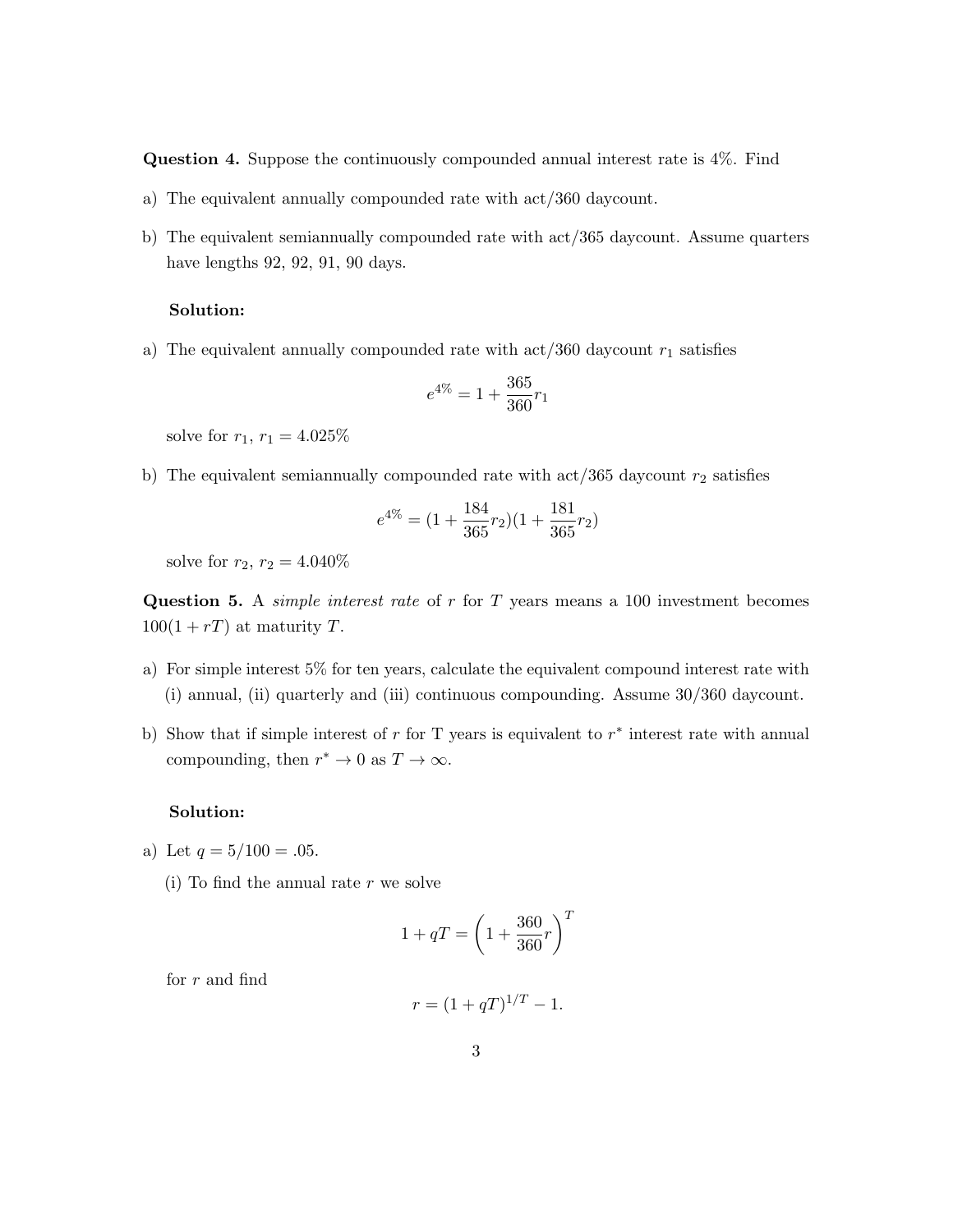**Question 4.** Suppose the continuously compounded annual interest rate is 4%. Find

a) The equivalent annually compounded rate with act/360 daycount.

b) The equivalent semiannually compounded rate with act/365 daycount. Assume quarters have lengths 92, 92, 91, 90 days.

**Solution:**

a) The equivalent annually compounded rate with act/360 daycount $r_1$ satisfies

$$e^{4\%} = 1 + \frac{365}{360} r_1$$

solve for $r_1$, $r_1 = 4.025\%$

b) The equivalent semiannually compounded rate with act/365 daycount $r_2$ satisfies

$$e^{4\%} = (1 + \frac{184}{365} r_2)(1 + \frac{181}{365} r_2)$$

solve for $r_2$, $r_2 = 4.040\%$

**Question 5.** A *simple interest rate* of $r$ for $T$ years means a 100 investment becomes $100(1 + rT)$ at maturity $T$.

a) For simple interest 5% for ten years, calculate the equivalent compound interest rate with (i) annual, (ii) quarterly and (iii) continuous compounding. Assume 30/360 daycount.

b) Show that if simple interest of $r$ for T years is equivalent to $r^*$ interest rate with annual compounding, then $r^* \to 0$ as $T \to \infty$.

**Solution:**

a) Let $q = 5/100 = .05$.

(i) To find the annual rate $r$ we solve

$$1 + qT = \left(1 + \frac{360}{360} r\right)^T$$

for $r$ and find

$$r = (1 + qT)^{1/T} - 1.$$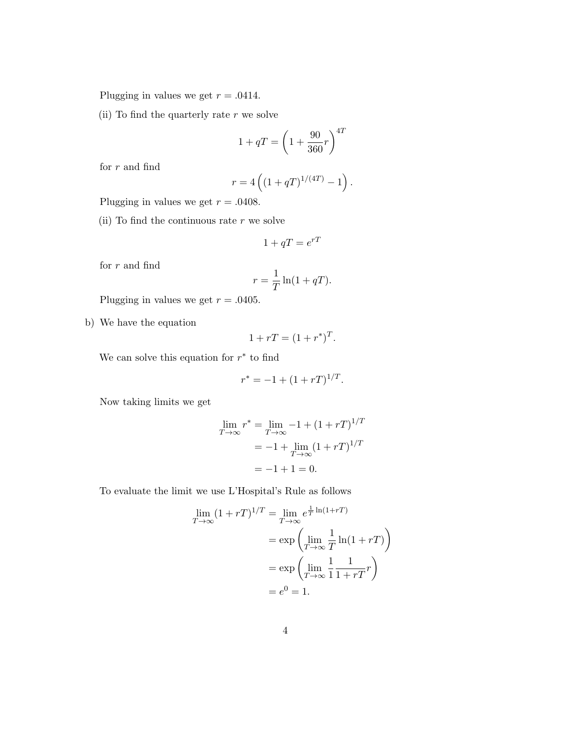Plugging in values we get $r = .0414$.

(ii) To find the quarterly rate $r$ we solve

$$1 + qT = \left(1 + \frac{90}{360}r\right)^{4T}$$

for $r$ and find

$$r = 4\left((1 + qT)^{1/(4T)} - 1\right).$$

Plugging in values we get $r = .0408$.

(ii) To find the continuous rate $r$ we solve

$$1 + qT = e^{rT}$$

for $r$ and find

$$r = \frac{1}{T}\ln(1 + qT).$$

Plugging in values we get $r = .0405$.

b) We have the equation

$$1 + rT = (1 + r^*)^T.$$

We can solve this equation for $r^*$ to find

$$r^* = -1 + (1 + rT)^{1/T}.$$

Now taking limits we get

$$\begin{aligned}
\lim_{T\to\infty} r^* &= \lim_{T\to\infty} -1 + (1 + rT)^{1/T} \\
&= -1 + \lim_{T\to\infty} (1 + rT)^{1/T} \\
&= -1 + 1 = 0.
\end{aligned}$$

To evaluate the limit we use L'Hospital's Rule as follows

$$\begin{aligned}
\lim_{T\to\infty} (1 + rT)^{1/T} &= \lim_{T\to\infty} e^{\frac{1}{T}\ln(1+rT)} \\
&= \exp\left(\lim_{T\to\infty} \frac{1}{T}\ln(1 + rT)\right) \\
&= \exp\left(\lim_{T\to\infty} \frac{1}{1}\frac{1}{1 + rT}r\right) \\
&= e^0 = 1.
\end{aligned}$$